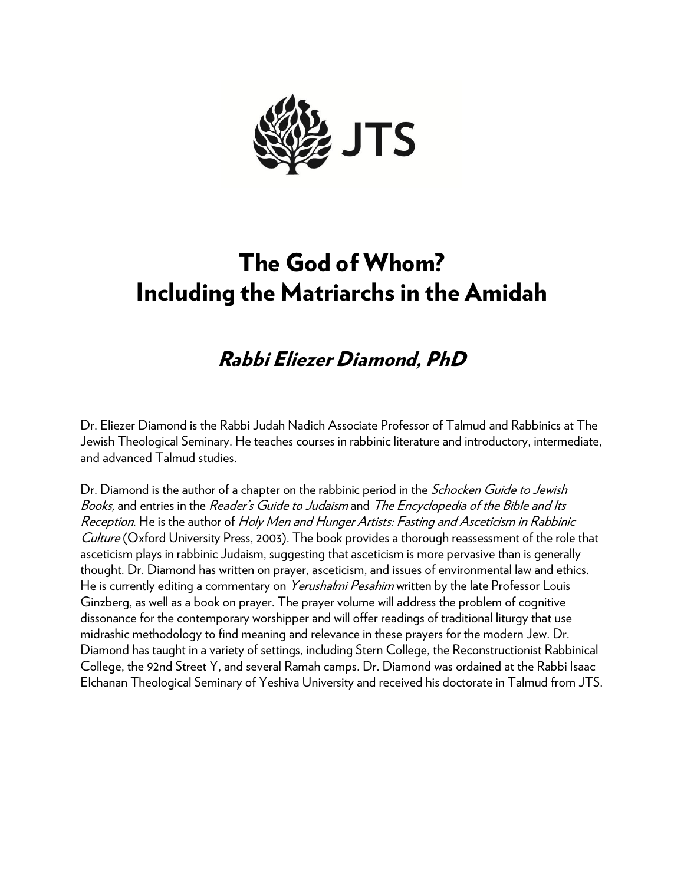JTS

# The God of Whom?
# Including the Matriarchs in the Amidah

## *Rabbi Eliezer Diamond, PhD*

Dr. Eliezer Diamond is the Rabbi Judah Nadich Associate Professor of Talmud and Rabbinics at The Jewish Theological Seminary. He teaches courses in rabbinic literature and introductory, intermediate, and advanced Talmud studies.

Dr. Diamond is the author of a chapter on the rabbinic period in the *Schocken Guide to Jewish Books,* and entries in the *Reader's Guide to Judaism* and *The Encyclopedia of the Bible and Its Reception*. He is the author of *Holy Men and Hunger Artists: Fasting and Asceticism in Rabbinic Culture* (Oxford University Press, 2003). The book provides a thorough reassessment of the role that asceticism plays in rabbinic Judaism, suggesting that asceticism is more pervasive than is generally thought. Dr. Diamond has written on prayer, asceticism, and issues of environmental law and ethics. He is currently editing a commentary on *Yerushalmi Pesahim* written by the late Professor Louis Ginzberg, as well as a book on prayer. The prayer volume will address the problem of cognitive dissonance for the contemporary worshipper and will offer readings of traditional liturgy that use midrashic methodology to find meaning and relevance in these prayers for the modern Jew. Dr. Diamond has taught in a variety of settings, including Stern College, the Reconstructionist Rabbinical College, the 92nd Street Y, and several Ramah camps. Dr. Diamond was ordained at the Rabbi Isaac Elchanan Theological Seminary of Yeshiva University and received his doctorate in Talmud from JTS.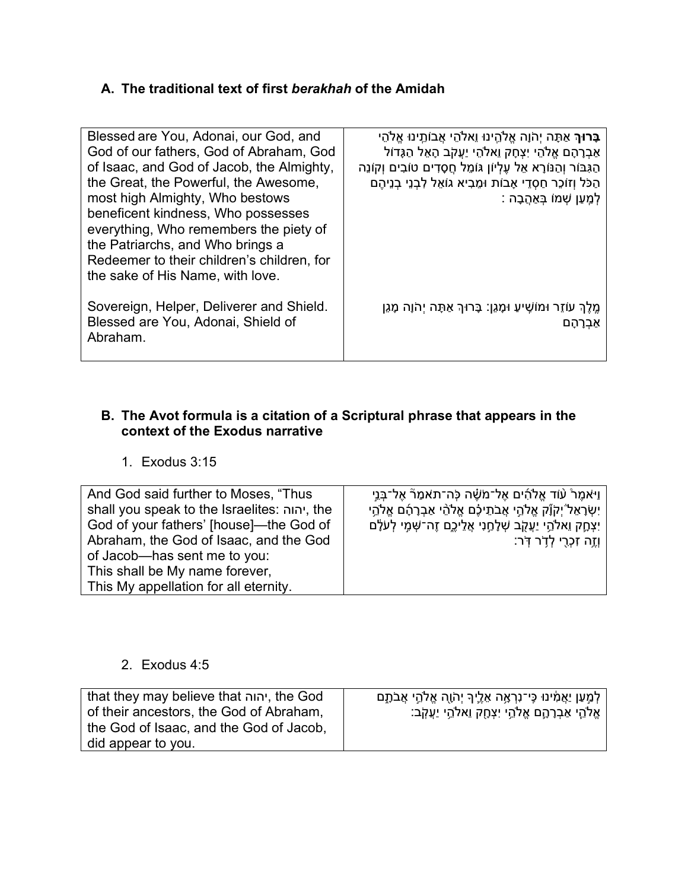### A. The traditional text of first *berakhah* of the Amidah

| | |
|---|---|
| Blessed are You, Adonai, our God, and God of our fathers, God of Abraham, God of Isaac, and God of Jacob, the Almighty, the Great, the Powerful, the Awesome, most high Almighty, Who bestows beneficent kindness, Who possesses everything, Who remembers the piety of the Patriarchs, and Who brings a Redeemer to their children's children, for the sake of His Name, with love. | **בָּרוּךְ** אַתָּה יְהֹוָה אֱלֹהֵינוּ וֵאלֹהֵי אֲבוֹתֵינוּ אֱלֹהֵי אַבְרָהָם אֱלֹהֵי יִצְחָק וֵאלֹהֵי יַעֲקֹב הָאֵל הַגָּדוֹל הַגִּבּוֹר וְהַנּוֹרָא אֵל עֶלְיוֹן גּוֹמֵל חֲסָדִים טוֹבִים וְקוֹנֵה הַכֹּל וְזוֹכֵר חַסְדֵי אָבוֹת וּמֵבִיא גוֹאֵל לִבְנֵי בְנֵיהֶם לְמַעַן שְׁמוֹ בְּאַהֲבָה : |
| Sovereign, Helper, Deliverer and Shield. Blessed are You, Adonai, Shield of Abraham. | מֶלֶךְ עוֹזֵר וּמוֹשִׁיעַ וּמָגֵן: בָּרוּךְ אַתָּה יְהֹוָה מָגֵן אַבְרָהָם |

### B. The Avot formula is a citation of a Scriptural phrase that appears in the context of the Exodus narrative

1. Exodus 3:15

| | |
|---|---|
| And God said further to Moses, "Thus shall you speak to the Israelites: יהוה, the God of your fathers' [house]—the God of Abraham, the God of Isaac, and the God of Jacob—has sent me to you: This shall be My name forever, This My appellation for all eternity. | וַיֹּאמֶר֩ ע֨וֹד אֱלֹהִ֜ים אֶל־מֹשֶׁ֗ה כֹּֽה־תֹאמַר֮ אֶל־בְּנֵ֣י יִשְׂרָאֵל֒ יְהֹוָ֞ה אֱלֹהֵ֣י אֲבֹתֵיכֶ֗ם אֱלֹהֵ֨י אַבְרָהָ֜ם אֱלֹהֵ֥י יִצְחָ֛ק וֵאלֹהֵ֥י יַעֲקֹ֖ב שְׁלָחַ֣נִי אֲלֵיכֶ֑ם זֶה־שְּׁמִ֣י לְעֹלָ֔ם וְזֶ֥ה זִכְרִ֖י לְדֹ֥ר דֹּֽר׃ |

2. Exodus 4:5

| | |
|---|---|
| that they may believe that יהוה, the God of their ancestors, the God of Abraham, the God of Isaac, and the God of Jacob, did appear to you. | לְמַ֣עַן יַאֲמִ֔ינוּ כִּֽי־נִרְאָ֥ה אֵלֶ֛יךָ יְהֹוָ֖ה אֱלֹהֵ֣י אֲבֹתָ֑ם אֱלֹהֵ֧י אַבְרָהָ֛ם אֱלֹהֵ֥י יִצְחָ֖ק וֵאלֹהֵ֥י יַעֲקֹֽב׃ |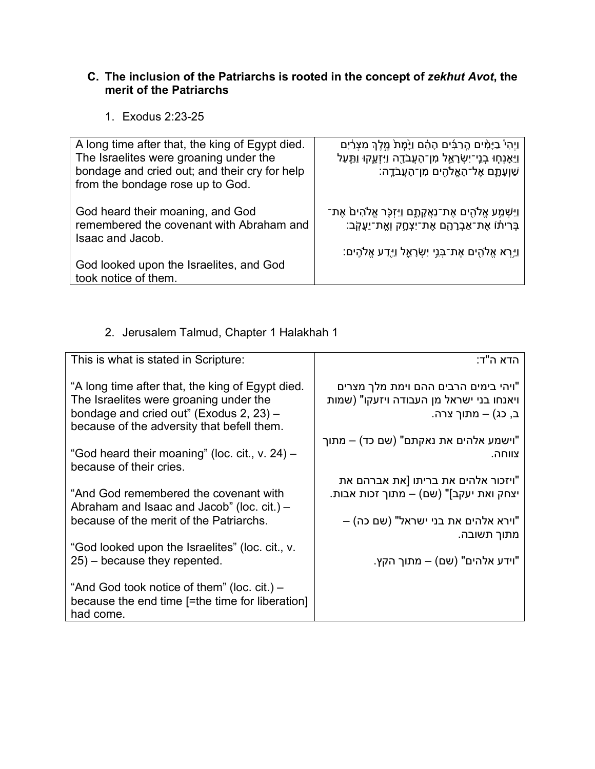### C. The inclusion of the Patriarchs is rooted in the concept of *zekhut Avot*, the merit of the Patriarchs

1. Exodus 2:23-25

| | |
|---|---|
| A long time after that, the king of Egypt died. The Israelites were groaning under the bondage and cried out; and their cry for help from the bondage rose up to God.<br><br>God heard their moaning, and God remembered the covenant with Abraham and Isaac and Jacob.<br><br>God looked upon the Israelites, and God took notice of them. | וַיְהִי֩ בַיָּמִ֨ים הָֽרַבִּ֜ים הָהֵ֗ם וַיָּ֙מָת֙ מֶ֣לֶךְ מִצְרַ֔יִם וַיֵּאָנְח֧וּ בְנֵי־יִשְׂרָאֵ֛ל מִן־הָעֲבֹדָ֖ה וַיִּזְעָ֑קוּ וַתַּ֧עַל שַׁוְעָתָ֛ם אֶל־הָאֱלֹהִ֖ים מִן־הָעֲבֹדָֽה׃<br><br>וַיִּשְׁמַ֥ע אֱלֹהִ֖ים אֶת־נַאֲקָתָ֑ם וַיִּזְכֹּ֤ר אֱלֹהִים֙ אֶת־בְּרִית֔וֹ אֶת־אַבְרָהָ֖ם אֶת־יִצְחָ֥ק וְאֶֽת־יַעֲקֹֽב׃<br><br>וַיַּ֥רְא אֱלֹהִ֖ים אֶת־בְּנֵ֣י יִשְׂרָאֵ֑ל וַיֵּ֖דַע אֱלֹהִֽים׃ |

2. Jerusalem Talmud, Chapter 1 Halakhah 1

| | |
|---|---|
| This is what is stated in Scripture:<br><br>"A long time after that, the king of Egypt died. The Israelites were groaning under the bondage and cried out" (Exodus 2, 23) – because of the adversity that befell them.<br><br>"God heard their moaning" (loc. cit., v. 24) – because of their cries.<br><br>"And God remembered the covenant with Abraham and Isaac and Jacob" (loc. cit.) – because of the merit of the Patriarchs.<br><br>"God looked upon the Israelites" (loc. cit., v. 25) – because they repented.<br><br>"And God took notice of them" (loc. cit.) – because the end time [=the time for liberation] had come. | הדא ה"ד:<br><br>"ויהי בימים הרבים ההם וימת מלך מצרים ויאנחו בני ישראל מן העבודה ויזעקו" (שמות ב, כג) – מתוך צרה.<br><br>"וישמע אלהים את נאקתם" (שם כד) – מתוך צווחה.<br><br>"ויזכור אלהים את בריתו [את אברהם את יצחק ואת יעקב]" (שם) – מתוך זכות אבות.<br><br>"וירא אלהים את בני ישראל" (שם כה) – מתוך תשובה.<br><br>"וידע אלהים" (שם) – מתוך הקץ. |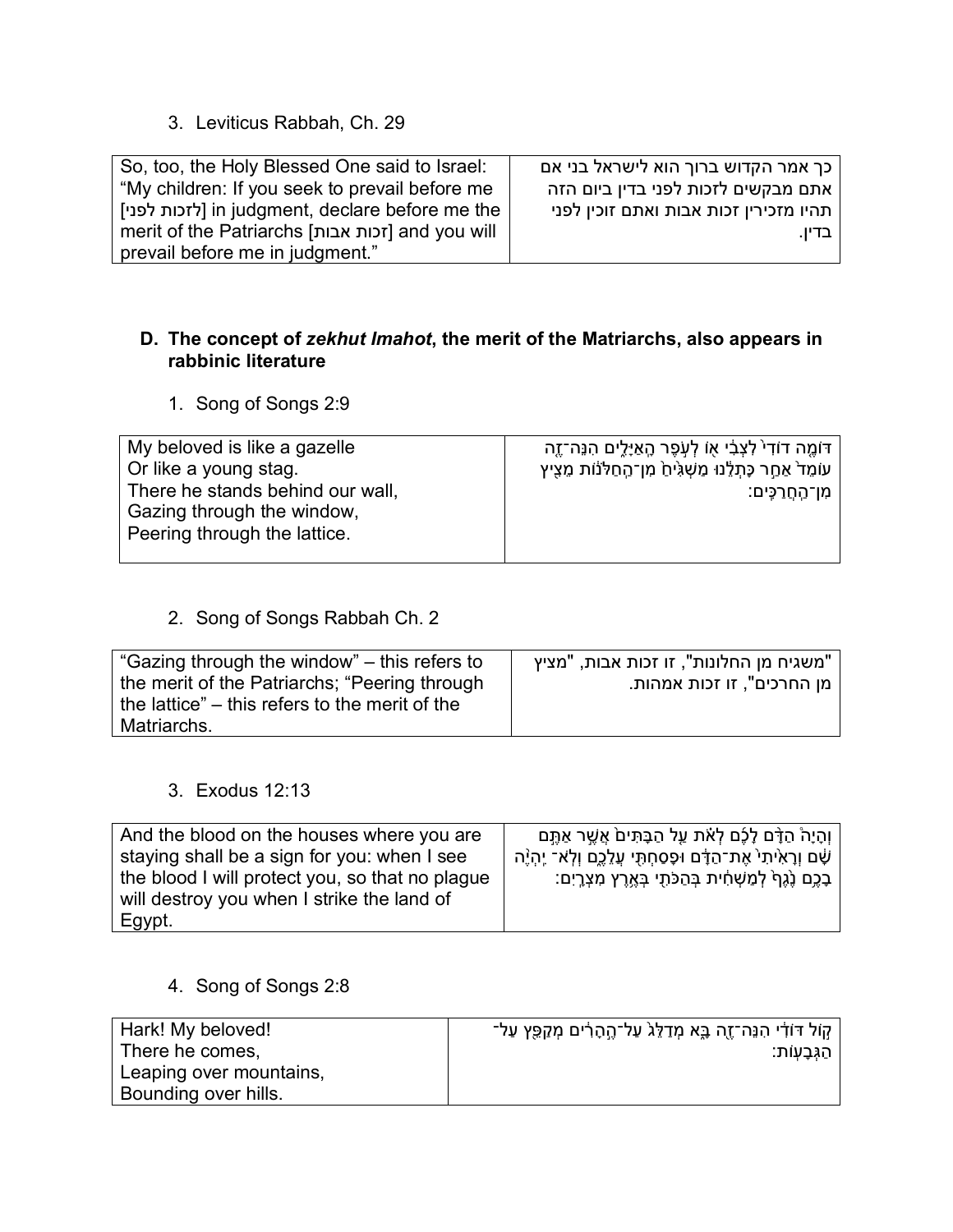3. Leviticus Rabbah, Ch. 29

| So, too, the Holy Blessed One said to Israel: "My children: If you seek to prevail before me [לזכות לפני] in judgment, declare before me the merit of the Patriarchs [זכות אבות] and you will prevail before me in judgment." | כך אמר הקדוש ברוך הוא לישראל בני אם אתם מבקשים לזכות לפני בדין ביום הזה תהיו מזכירין זכות אבות ואתם זוכין לפני בדין. |
|---|---|

**D. The concept of *zekhut Imahot*, the merit of the Matriarchs, also appears in rabbinic literature**

1. Song of Songs 2:9

| My beloved is like a gazelle<br>Or like a young stag.<br>There he stands behind our wall,<br>Gazing through the window,<br>Peering through the lattice. | דּוֹמֶה דוֹדִי לִצְבִי אוֹ לְעֹפֶר הָאַיָּלִים הִנֵּה־זֶה עוֹמֵד אַחַר כָּתְלֵנוּ מַשְׁגִּיחַ מִן־הַחַלֹּנוֹת מֵצִיץ מִן־הַחֲרַכִּים׃ |
|---|---|

2. Song of Songs Rabbah Ch. 2

| "Gazing through the window" – this refers to the merit of the Patriarchs; "Peering through the lattice" – this refers to the merit of the Matriarchs. | "משגיח מן החלונות", זו זכות אבות, "מציץ מן החרכים", זו זכות אמהות. |
|---|---|

3. Exodus 12:13

| And the blood on the houses where you are staying shall be a sign for you: when I see the blood I will protect you, so that no plague will destroy you when I strike the land of Egypt. | וְהָיָה הַדָּם לָכֶם לְאֹת עַל הַבָּתִּים אֲשֶׁר אַתֶּם שָׁם וְרָאִיתִי אֶת־הַדָּם וּפָסַחְתִּי עֲלֵכֶם וְלֹא־ יִהְיֶה בָכֶם נֶגֶף לְמַשְׁחִית בְּהַכֹּתִי בְּאֶרֶץ מִצְרָיִם׃ |
|---|---|

4. Song of Songs 2:8

| Hark! My beloved!<br>There he comes,<br>Leaping over mountains,<br>Bounding over hills. | קוֹל דּוֹדִי הִנֵּה־זֶה בָּא מְדַלֵּג עַל־הֶהָרִים מְקַפֵּץ עַל־הַגְּבָעוֹת׃ |
|---|---|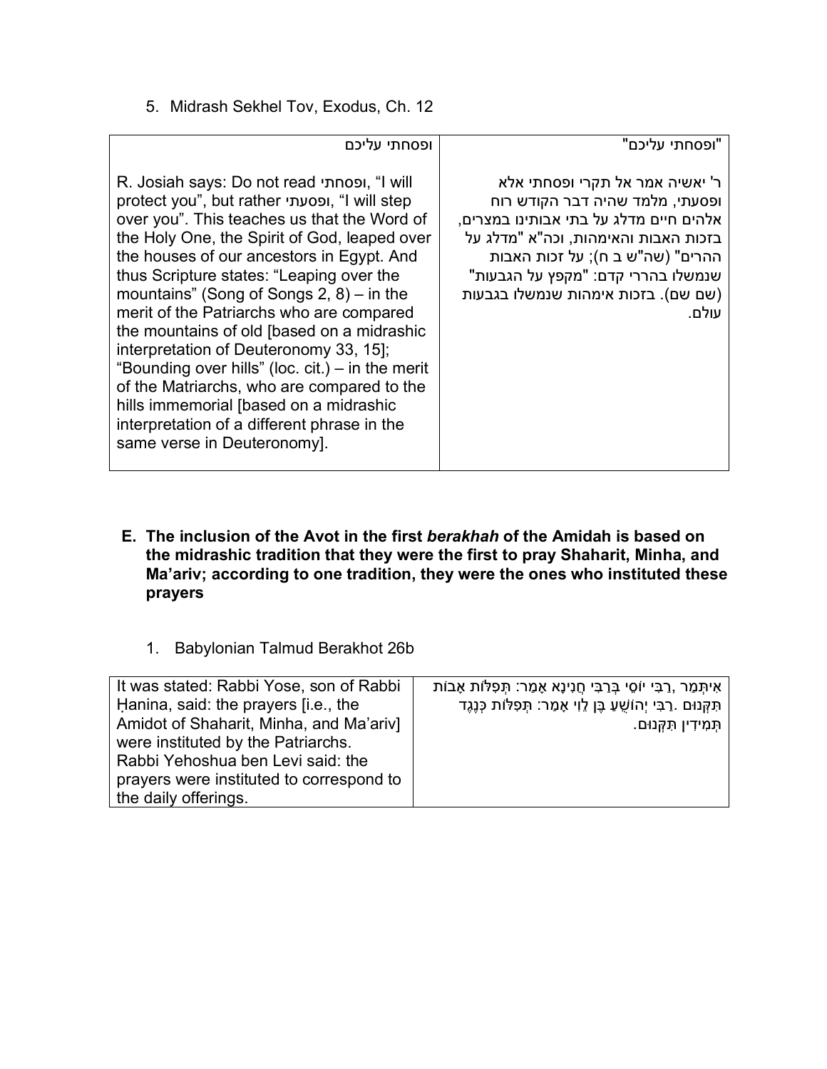5. Midrash Sekhel Tov, Exodus, Ch. 12

| ופסחתי עליכם | "ופסחתי עליכם" |
|---|---|
| R. Josiah says: Do not read ופסחתי, "I will protect you", but rather ופסעתי, "I will step over you". This teaches us that the Word of the Holy One, the Spirit of God, leaped over the houses of our ancestors in Egypt. And thus Scripture states: "Leaping over the mountains" (Song of Songs 2, 8) – in the merit of the Patriarchs who are compared the mountains of old [based on a midrashic interpretation of Deuteronomy 33, 15]; "Bounding over hills" (loc. cit.) – in the merit of the Matriarchs, who are compared to the hills immemorial [based on a midrashic interpretation of a different phrase in the same verse in Deuteronomy]. | ר' יאשיה אמר אל תקרי ופסחתי אלא ופסעתי, מלמד שהיה דבר הקודש רוח אלהים חיים מדלג על בתי אבותינו במצרים, בזכות האבות והאימהות, וכה"א "מדלג על ההרים" (שה"ש ב ח); על זכות האבות שנמשלו בהררי קדם: "מקפץ על הגבעות" (שם שם). בזכות אימהות שנמשלו בגבעות עולם. |

**E. The inclusion of the Avot in the first *berakhah* of the Amidah is based on the midrashic tradition that they were the first to pray Shaharit, Minha, and Ma'ariv; according to one tradition, they were the ones who instituted these prayers**

1. Babylonian Talmud Berakhot 26b

| It was stated: Rabbi Yose, son of Rabbi Ḥanina, said: the prayers [i.e., the Amidot of Shaharit, Minha, and Ma'ariv] were instituted by the Patriarchs. Rabbi Yehoshua ben Levi said: the prayers were instituted to correspond to the daily offerings. | אִיתְּמַר ,רַבִּי יוֹסֵי בְּרַבִּי חֲנִינָא אָמַר: תְּפִלּוֹת אָבוֹת תִּקְּנוּם .רַבִּי יְהוֹשֻׁעַ בֶּן לֵוִי אָמַר: תְּפִלּוֹת כְּנֶגֶד תְּמִידִין תִּקְּנוּם. |
|---|---|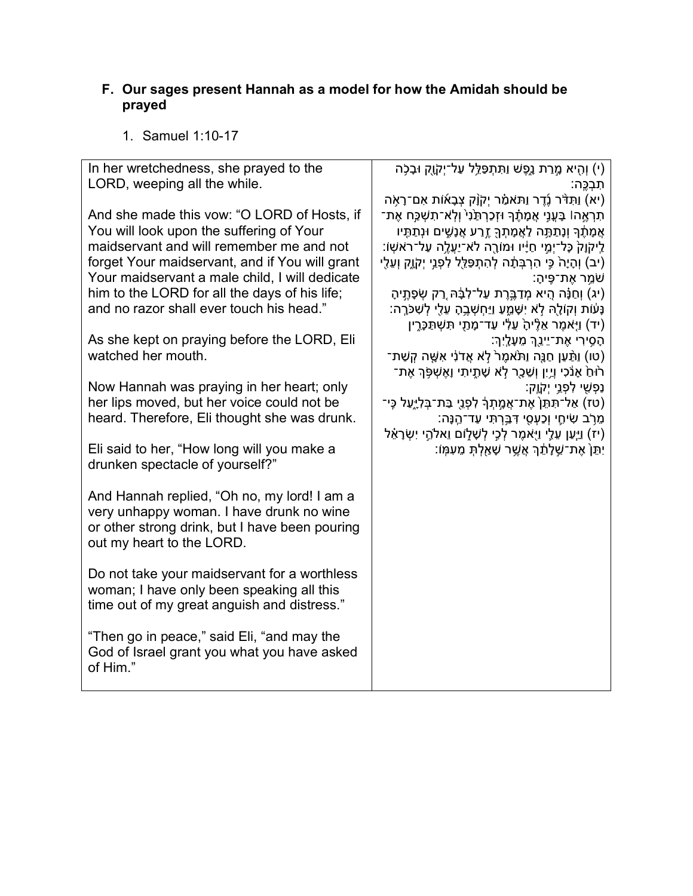### F. Our sages present Hannah as a model for how the Amidah should be prayed

1. Samuel 1:10-17

| | |
|---|---|
| In her wretchedness, she prayed to the LORD, weeping all the while.<br><br>And she made this vow: "O LORD of Hosts, if You will look upon the suffering of Your maidservant and will remember me and not forget Your maidservant, and if You will grant Your maidservant a male child, I will dedicate him to the LORD for all the days of his life; and no razor shall ever touch his head."<br><br>As she kept on praying before the LORD, Eli watched her mouth.<br><br>Now Hannah was praying in her heart; only her lips moved, but her voice could not be heard. Therefore, Eli thought she was drunk.<br><br>Eli said to her, "How long will you make a drunken spectacle of yourself?"<br><br>And Hannah replied, "Oh no, my lord! I am a very unhappy woman. I have drunk no wine or other strong drink, but I have been pouring out my heart to the LORD.<br><br>Do not take your maidservant for a worthless woman; I have only been speaking all this time out of my great anguish and distress."<br><br>"Then go in peace," said Eli, "and may the God of Israel grant you what you have asked of Him." | (י) וְהִ֖יא מָ֣רַת נָ֑פֶשׁ וַתִּתְפַּלֵּ֥ל עַל־יְקֹוָ֖ק וּבָכֹ֥ה תִבְכֶּֽה׃<br>(יא) וַתִּדֹּ֨ר נֶ֜דֶר וַתֹּאמַ֗ר יְקֹוָ֨ק צְבָא֜וֹת אִם־רָאֹ֥ה תִרְאֶ֣ה ׀ בָּעֳנִ֣י אֲמָתֶ֗ךָ וּזְכַרְתַּ֙נִי֙ וְלֹֽא־תִשְׁכַּ֣ח אֶת־אֲמָתֶ֔ךָ וְנָתַתָּ֥ה לַאֲמָתְךָ֖ זֶ֣רַע אֲנָשִׁ֑ים וּנְתַתִּ֤יו לַֽיקֹוָק֙ כָּל־יְמֵ֣י חַיָּ֔יו וּמוֹרָ֖ה לֹא־יַעֲלֶ֥ה עַל־רֹאשֽׁוֹ׃<br>(יב) וְהָיָה֙ כִּ֣י הִרְבְּתָ֔ה לְהִתְפַּלֵּ֖ל לִפְנֵ֣י יְקֹוָ֑ק וְעֵלִ֖י שֹׁמֵ֥ר אֶת־פִּֽיהָ׃<br>(יג) וְחַנָּ֗ה הִ֚יא מְדַבֶּ֣רֶת עַל־לִבָּ֔הּ רַ֚ק שְׂפָתֶ֣יהָ נָּע֔וֹת וְקוֹלָ֖הּ לֹ֣א יִשָּׁמֵ֑עַ וַיַּחְשְׁבֶ֥הָ עֵלִ֖י לְשִׁכֹּרָֽה׃<br>(יד) וַיֹּ֤אמֶר אֵלֶ֙יהָ֙ עֵלִ֔י עַד־מָתַ֖י תִּשְׁתַּכָּרִ֑ין הָסִ֥ירִי אֶת־יֵינֵ֖ךְ מֵעָלָֽיִךְ׃<br>(טו) וַתַּ֨עַן חַנָּ֤ה וַתֹּ֙אמֶר֙ לֹ֣א אֲדֹנִ֔י אִשָּׁ֤ה קְשַׁת־ר֙וּחַ֙ אָנֹ֔כִי וְיַ֥יִן וְשֵׁכָ֖ר לֹ֣א שָׁתִ֑יתִי וָאֶשְׁפֹּ֥ךְ אֶת־נַפְשִׁ֖י לִפְנֵ֥י יְקֹוָֽק׃<br>(טז) אַל־תִּתֵּן֙ אֶת־אֲמָ֣תְךָ֔ לִפְנֵ֖י בַּת־בְּלִיָּ֑עַל כִּֽי־מֵרֹ֥ב שִׂיחִ֛י וְכַעְסִ֖י דִּבַּ֥רְתִּי עַד־הֵֽנָּה׃<br>(יז) וַיַּ֧עַן עֵלִ֛י וַיֹּ֖אמֶר לְכִ֣י לְשָׁל֑וֹם וֵאלֹהֵ֣י יִשְׂרָאֵ֗ל יִתֵּן֙ אֶת־שֵׁ֣לָתֵ֔ךְ אֲשֶׁ֥ר שָׁאַ֖לְתְּ מֵעִמּֽוֹ׃ |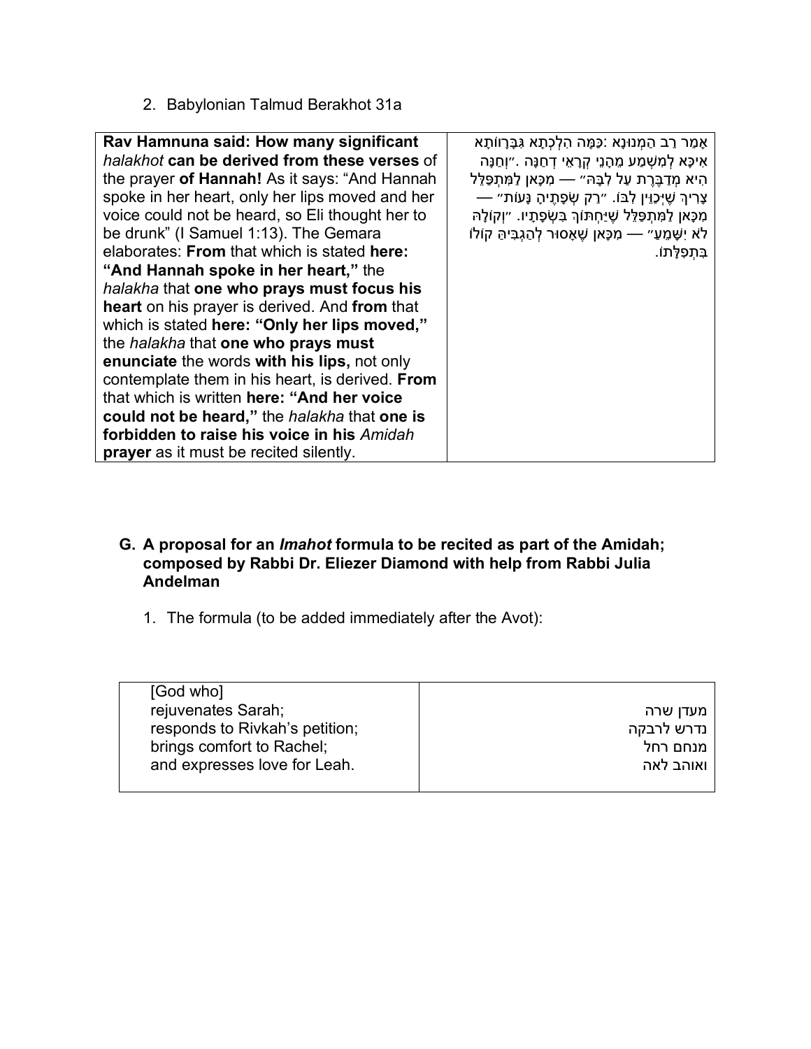2. Babylonian Talmud Berakhot 31a

| | |
|---|---|
| **Rav Hamnuna said: How many significant** *halakhot* **can be derived from these verses** of the prayer **of Hannah!** As it says: "And Hannah spoke in her heart, only her lips moved and her voice could not be heard, so Eli thought her to be drunk" (I Samuel 1:13). The Gemara elaborates: **From** that which is stated **here: "And Hannah spoke in her heart,"** the *halakha* that **one who prays must focus his heart** on his prayer is derived. And **from** that which is stated **here: "Only her lips moved,"** the *halakha* that **one who prays must enunciate** the words **with his lips,** not only contemplate them in his heart, is derived. **From** that which is written **here: "And her voice could not be heard,"** the *halakha* that **one is forbidden to raise his voice in his** *Amidah* **prayer** as it must be recited silently. | אָמַר רַב הַמְנוּנָא :כַּמָּה הִלְכְתָא גִּבְרָווֹתָא אִיכָּא לְמִשְׁמַע מֵהָנֵי קְרָאֵי דְחַנָּה .״וְחַנָּה הִיא מְדַבֶּרֶת עַל לִבָּהּ״ — מִכָּאן לַמִּתְפַּלֵּל צָרִיךְ שֶׁיְּכַוֵּין לִבּוֹ. ״רַק שְׂפָתֶיהָ נָּעוֹת״ — מִכָּאן לַמִּתְפַּלֵּל שֶׁיַּחְתּוֹךְ בִּשְׂפָתָיו. ״וְקוֹלָהּ לֹא יִשָּׁמֵעַ״ — מִכָּאן שֶׁאָסוּר לְהַגְבִּיהַּ קוֹלוֹ בִּתְפִלָּתוֹ. |

## G. A proposal for an *Imahot* formula to be recited as part of the Amidah; composed by Rabbi Dr. Eliezer Diamond with help from Rabbi Julia Andelman

1. The formula (to be added immediately after the Avot):

| | |
|---|---|
| [God who]<br>rejuvenates Sarah;<br>responds to Rivkah's petition;<br>brings comfort to Rachel;<br>and expresses love for Leah. | מעדן שרה<br>נדרש לרבקה<br>מנחם רחל<br>ואוהב לאה |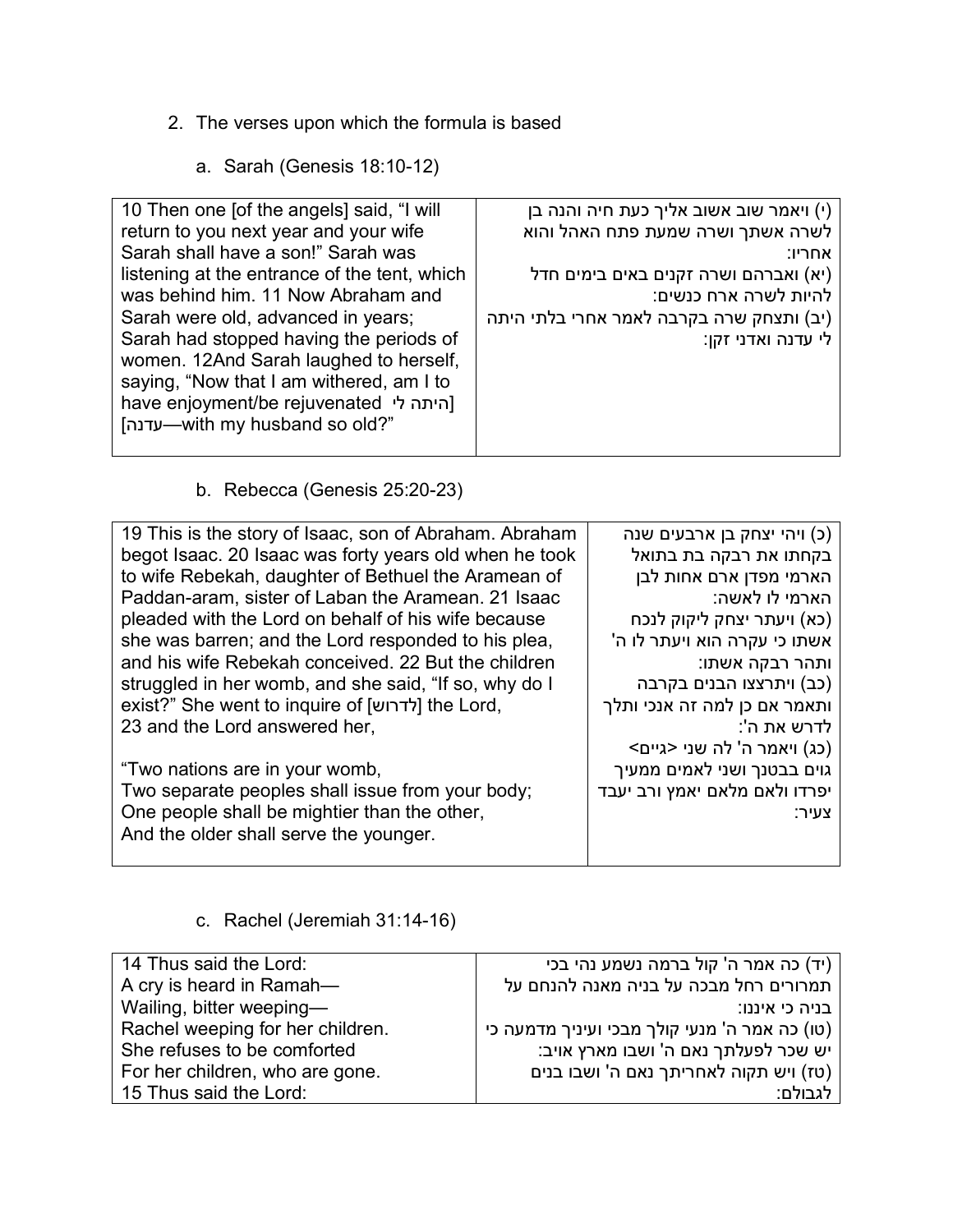2. The verses upon which the formula is based

   a. Sarah (Genesis 18:10-12)

| | |
|---|---|
| 10 Then one [of the angels] said, “I will return to you next year and your wife Sarah shall have a son!” Sarah was listening at the entrance of the tent, which was behind him. 11 Now Abraham and Sarah were old, advanced in years; Sarah had stopped having the periods of women. 12And Sarah laughed to herself, saying, “Now that I am withered, am I to have enjoyment/be rejuvenated [היתה לי עדנה]—with my husband so old?” | (י) ויאמר שוב אשוב אליך כעת חיה והנה בן לשרה אשתך ושרה שמעת פתח האהל והוא אחריו: (יא) ואברהם ושרה זקנים באים בימים חדל להיות לשרה ארח כנשים: (יב) ותצחק שרה בקרבה לאמר אחרי בלתי היתה לי עדנה ואדני זקן: |

   b. Rebecca (Genesis 25:20-23)

| | |
|---|---|
| 19 This is the story of Isaac, son of Abraham. Abraham begot Isaac. 20 Isaac was forty years old when he took to wife Rebekah, daughter of Bethuel the Aramean of Paddan-aram, sister of Laban the Aramean. 21 Isaac pleaded with the Lord on behalf of his wife because she was barren; and the Lord responded to his plea, and his wife Rebekah conceived. 22 But the children struggled in her womb, and she said, “If so, why do I exist?” She went to inquire of [לדרוש] the Lord, 23 and the Lord answered her,<br><br>“Two nations are in your womb,<br>Two separate peoples shall issue from your body;<br>One people shall be mightier than the other,<br>And the older shall serve the younger. | (כ) ויהי יצחק בן ארבעים שנה בקחתו את רבקה בת בתואל הארמי מפדן ארם אחות לבן הארמי לו לאשה: (כא) ויעתר יצחק ליקוק לנכח אשתו כי עקרה הוא ויעתר לו ה' ותהר רבקה אשתו: (כב) ויתרצצו הבנים בקרבה ותאמר אם כן למה זה אנכי ותלך לדרש את ה': (כג) ויאמר ה' לה שני <גיים> גוים בבטנך ושני לאמים ממעיך יפרדו ולאם מלאם יאמץ ורב יעבד צעיר: |

   c. Rachel (Jeremiah 31:14-16)

| | |
|---|---|
| 14 Thus said the Lord:<br>A cry is heard in Ramah—<br>Wailing, bitter weeping—<br>Rachel weeping for her children.<br>She refuses to be comforted<br>For her children, who are gone.<br>15 Thus said the Lord: | (יד) כה אמר ה' קול ברמה נשמע נהי בכי תמרורים רחל מבכה על בניה מאנה להנחם על בניה כי איננו: (טו) כה אמר ה' מנעי קולך מבכי ועיניך מדמעה כי יש שכר לפעלתך נאם ה' ושבו מארץ אויב: (טז) ויש תקוה לאחריתך נאם ה' ושבו בנים לגבולם: |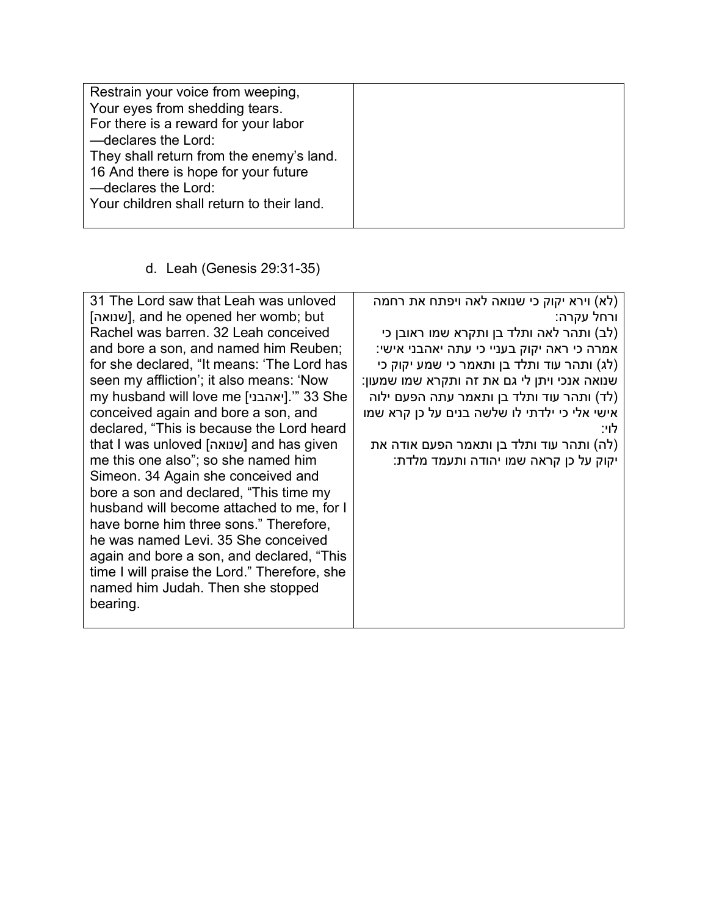| | |
|---|---|
| Restrain your voice from weeping,<br>Your eyes from shedding tears.<br>For there is a reward for your labor<br>—declares the Lord:<br>They shall return from the enemy's land.<br>16 And there is hope for your future<br>—declares the Lord:<br>Your children shall return to their land. | |

d. Leah (Genesis 29:31-35)

| | |
|---|---|
| 31 The Lord saw that Leah was unloved [שנואה], and he opened her womb; but Rachel was barren. 32 Leah conceived and bore a son, and named him Reuben; for she declared, "It means: 'The Lord has seen my affliction'; it also means: 'Now my husband will love me [יאהבני].'" 33 She conceived again and bore a son, and declared, "This is because the Lord heard that I was unloved [שנואה] and has given me this one also"; so she named him Simeon. 34 Again she conceived and bore a son and declared, "This time my husband will become attached to me, for I have borne him three sons." Therefore, he was named Levi. 35 She conceived again and bore a son, and declared, "This time I will praise the Lord." Therefore, she named him Judah. Then she stopped bearing. | (לא) וירא יקוק כי שנואה לאה ויפתח את רחמה ורחל עקרה:<br>(לב) ותהר לאה ותלד בן ותקרא שמו ראובן כי אמרה כי ראה יקוק בעניי כי עתה יאהבני אישי:<br>(לג) ותהר עוד ותלד בן ותאמר כי שמע יקוק כי שנואה אנכי ויתן לי גם את זה ותקרא שמו שמעון:<br>(לד) ותהר עוד ותלד בן ותאמר עתה הפעם ילוה אישי אלי כי ילדתי לו שלשה בנים על כן קרא שמו לוי:<br>(לה) ותהר עוד ותלד בן ותאמר הפעם אודה את יקוק על כן קראה שמו יהודה ותעמד מלדת: |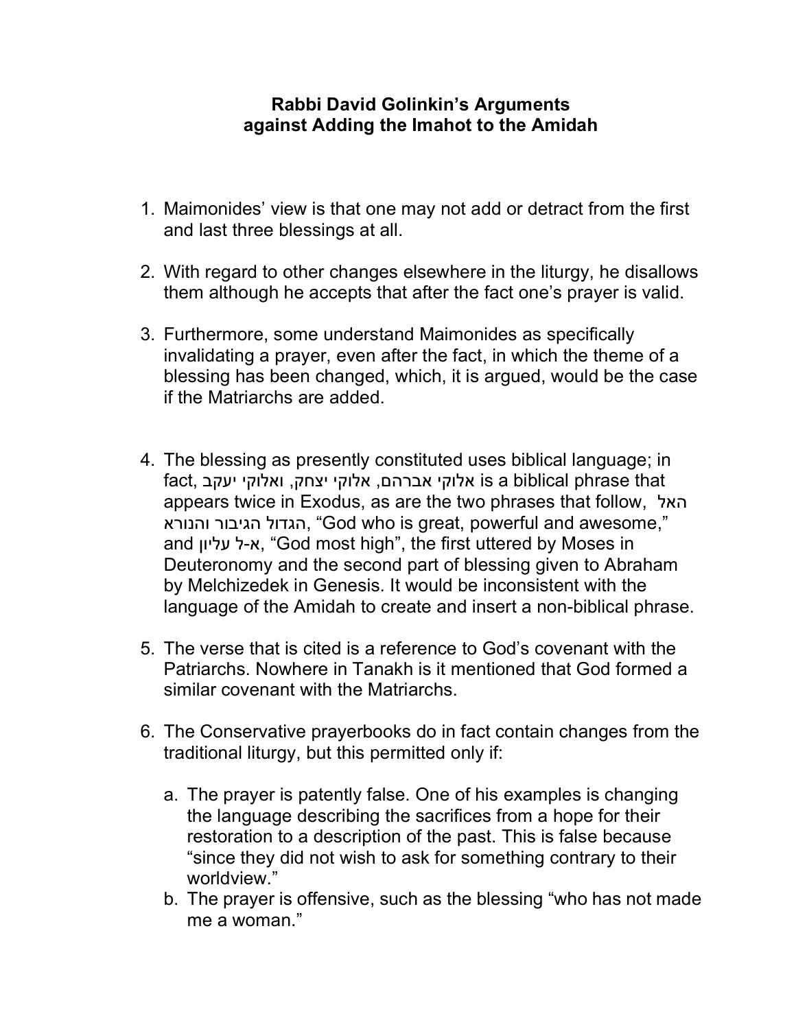**Rabbi David Golinkin's Arguments against Adding the Imahot to the Amidah**

1. Maimonides' view is that one may not add or detract from the first and last three blessings at all.

2. With regard to other changes elsewhere in the liturgy, he disallows them although he accepts that after the fact one's prayer is valid.

3. Furthermore, some understand Maimonides as specifically invalidating a prayer, even after the fact, in which the theme of a blessing has been changed, which, it is argued, would be the case if the Matriarchs are added.

4. The blessing as presently constituted uses biblical language; in fact, אלוקי אברהם, אלוקי יצחק, ואלוקי יעקב is a biblical phrase that appears twice in Exodus, as are the two phrases that follow, האל הגדול הגיבור והנורא, "God who is great, powerful and awesome," and א-ל עליון, "God most high", the first uttered by Moses in Deuteronomy and the second part of blessing given to Abraham by Melchizedek in Genesis. It would be inconsistent with the language of the Amidah to create and insert a non-biblical phrase.

5. The verse that is cited is a reference to God's covenant with the Patriarchs. Nowhere in Tanakh is it mentioned that God formed a similar covenant with the Matriarchs.

6. The Conservative prayerbooks do in fact contain changes from the traditional liturgy, but this permitted only if:

   a. The prayer is patently false. One of his examples is changing the language describing the sacrifices from a hope for their restoration to a description of the past. This is false because "since they did not wish to ask for something contrary to their worldview."
   b. The prayer is offensive, such as the blessing "who has not made me a woman."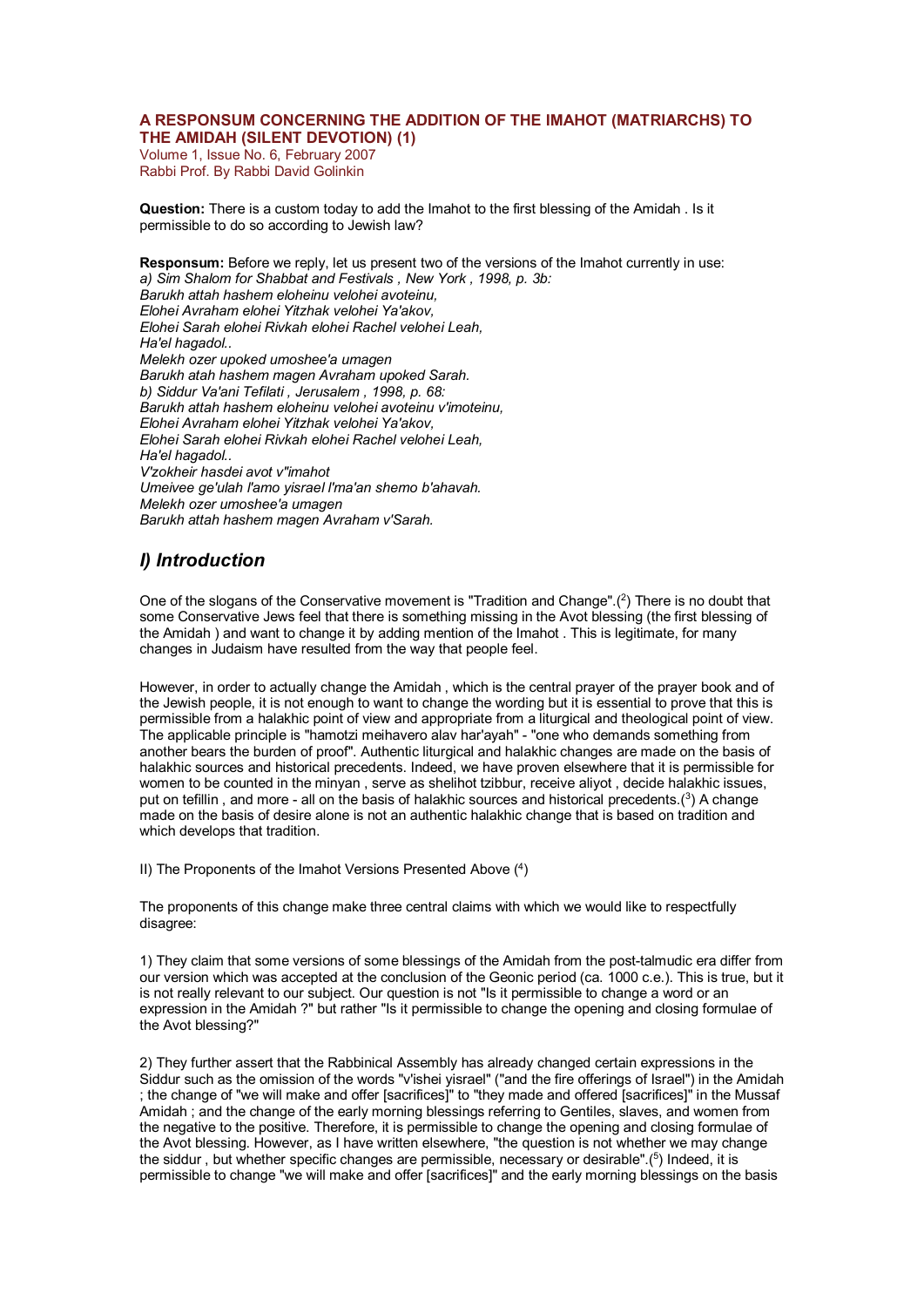## A RESPONSUM CONCERNING THE ADDITION OF THE IMAHOT (MATRIARCHS) TO THE AMIDAH (SILENT DEVOTION) (1)

Volume 1, Issue No. 6, February 2007
Rabbi Prof. By Rabbi David Golinkin

**Question:** There is a custom today to add the Imahot to the first blessing of the Amidah . Is it permissible to do so according to Jewish law?

**Responsum:** Before we reply, let us present two of the versions of the Imahot currently in use:
*a) Sim Shalom for Shabbat and Festivals , New York , 1998, p. 3b:*
*Barukh attah hashem eloheinu velohei avoteinu,*
*Elohei Avraham elohei Yitzhak velohei Ya'akov,*
*Elohei Sarah elohei Rivkah elohei Rachel velohei Leah,*
*Ha'el hagadol..*
*Melekh ozer upoked umoshee'a umagen*
*Barukh atah hashem magen Avraham upoked Sarah.*
*b) Siddur Va'ani Tefilati , Jerusalem , 1998, p. 68:*
*Barukh attah hashem eloheinu velohei avoteinu v'imoteinu,*
*Elohei Avraham elohei Yitzhak velohei Ya'akov,*
*Elohei Sarah elohei Rivkah elohei Rachel velohei Leah,*
*Ha'el hagadol..*
*V'zokheir hasdei avot v"imahot*
*Umeivee ge'ulah l'amo yisrael l'ma'an shemo b'ahavah.*
*Melekh ozer umoshee'a umagen*
*Barukh attah hashem magen Avraham v'Sarah.*

## *I) Introduction*

One of the slogans of the Conservative movement is "Tradition and Change".(2) There is no doubt that some Conservative Jews feel that there is something missing in the Avot blessing (the first blessing of the Amidah ) and want to change it by adding mention of the Imahot . This is legitimate, for many changes in Judaism have resulted from the way that people feel.

However, in order to actually change the Amidah , which is the central prayer of the prayer book and of the Jewish people, it is not enough to want to change the wording but it is essential to prove that this is permissible from a halakhic point of view and appropriate from a liturgical and theological point of view. The applicable principle is "hamotzi meihavero alav har'ayah" - "one who demands something from another bears the burden of proof". Authentic liturgical and halakhic changes are made on the basis of halakhic sources and historical precedents. Indeed, we have proven elsewhere that it is permissible for women to be counted in the minyan , serve as shelihot tzibbur, receive aliyot , decide halakhic issues, put on tefillin , and more - all on the basis of halakhic sources and historical precedents.(3) A change made on the basis of desire alone is not an authentic halakhic change that is based on tradition and which develops that tradition.

II) The Proponents of the Imahot Versions Presented Above (4)

The proponents of this change make three central claims with which we would like to respectfully disagree:

1) They claim that some versions of some blessings of the Amidah from the post-talmudic era differ from our version which was accepted at the conclusion of the Geonic period (ca. 1000 c.e.). This is true, but it is not really relevant to our subject. Our question is not "Is it permissible to change a word or an expression in the Amidah ?" but rather "Is it permissible to change the opening and closing formulae of the Avot blessing?"

2) They further assert that the Rabbinical Assembly has already changed certain expressions in the Siddur such as the omission of the words "v'ishei yisrael" ("and the fire offerings of Israel") in the Amidah ; the change of "we will make and offer [sacrifices]" to "they made and offered [sacrifices]" in the Mussaf Amidah ; and the change of the early morning blessings referring to Gentiles, slaves, and women from the negative to the positive. Therefore, it is permissible to change the opening and closing formulae of the Avot blessing. However, as I have written elsewhere, "the question is not whether we may change the siddur , but whether specific changes are permissible, necessary or desirable".(5) Indeed, it is permissible to change "we will make and offer [sacrifices]" and the early morning blessings on the basis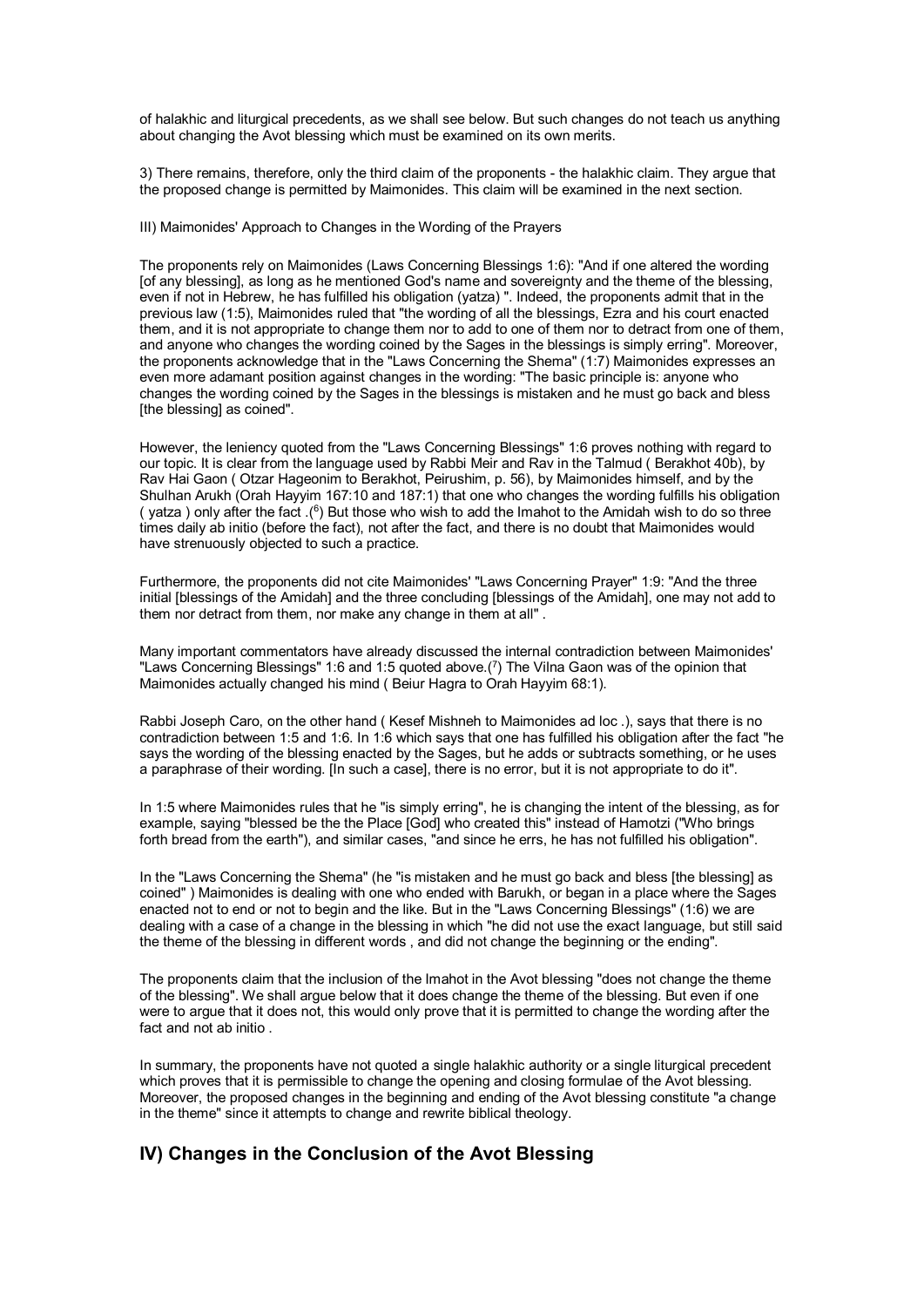of halakhic and liturgical precedents, as we shall see below. But such changes do not teach us anything about changing the Avot blessing which must be examined on its own merits.

3) There remains, therefore, only the third claim of the proponents - the halakhic claim. They argue that the proposed change is permitted by Maimonides. This claim will be examined in the next section.

III) Maimonides' Approach to Changes in the Wording of the Prayers

The proponents rely on Maimonides (Laws Concerning Blessings 1:6): "And if one altered the wording [of any blessing], as long as he mentioned God's name and sovereignty and the theme of the blessing, even if not in Hebrew, he has fulfilled his obligation (yatza) ". Indeed, the proponents admit that in the previous law (1:5), Maimonides ruled that "the wording of all the blessings, Ezra and his court enacted them, and it is not appropriate to change them nor to add to one of them nor to detract from one of them, and anyone who changes the wording coined by the Sages in the blessings is simply erring". Moreover, the proponents acknowledge that in the "Laws Concerning the Shema" (1:7) Maimonides expresses an even more adamant position against changes in the wording: "The basic principle is: anyone who changes the wording coined by the Sages in the blessings is mistaken and he must go back and bless [the blessing] as coined".

However, the leniency quoted from the "Laws Concerning Blessings" 1:6 proves nothing with regard to our topic. It is clear from the language used by Rabbi Meir and Rav in the Talmud ( Berakhot 40b), by Rav Hai Gaon ( Otzar Hageonim to Berakhot, Peirushim, p. 56), by Maimonides himself, and by the Shulhan Arukh (Orah Hayyim 167:10 and 187:1) that one who changes the wording fulfills his obligation ( yatza ) only after the fact .([6]) But those who wish to add the Imahot to the Amidah wish to do so three times daily ab initio (before the fact), not after the fact, and there is no doubt that Maimonides would have strenuously objected to such a practice.

Furthermore, the proponents did not cite Maimonides' "Laws Concerning Prayer" 1:9: "And the three initial [blessings of the Amidah] and the three concluding [blessings of the Amidah], one may not add to them nor detract from them, nor make any change in them at all" .

Many important commentators have already discussed the internal contradiction between Maimonides' "Laws Concerning Blessings" 1:6 and 1:5 quoted above.([7]) The Vilna Gaon was of the opinion that Maimonides actually changed his mind ( Beiur Hagra to Orah Hayyim 68:1).

Rabbi Joseph Caro, on the other hand ( Kesef Mishneh to Maimonides ad loc .), says that there is no contradiction between 1:5 and 1:6. In 1:6 which says that one has fulfilled his obligation after the fact "he says the wording of the blessing enacted by the Sages, but he adds or subtracts something, or he uses a paraphrase of their wording. [In such a case], there is no error, but it is not appropriate to do it".

In 1:5 where Maimonides rules that he "is simply erring", he is changing the intent of the blessing, as for example, saying "blessed be the the Place [God] who created this" instead of Hamotzi ("Who brings forth bread from the earth"), and similar cases, "and since he errs, he has not fulfilled his obligation".

In the "Laws Concerning the Shema" (he "is mistaken and he must go back and bless [the blessing] as coined" ) Maimonides is dealing with one who ended with Barukh, or began in a place where the Sages enacted not to end or not to begin and the like. But in the "Laws Concerning Blessings" (1:6) we are dealing with a case of a change in the blessing in which "he did not use the exact language, but still said the theme of the blessing in different words , and did not change the beginning or the ending".

The proponents claim that the inclusion of the Imahot in the Avot blessing "does not change the theme of the blessing". We shall argue below that it does change the theme of the blessing. But even if one were to argue that it does not, this would only prove that it is permitted to change the wording after the fact and not ab initio .

In summary, the proponents have not quoted a single halakhic authority or a single liturgical precedent which proves that it is permissible to change the opening and closing formulae of the Avot blessing. Moreover, the proposed changes in the beginning and ending of the Avot blessing constitute "a change in the theme" since it attempts to change and rewrite biblical theology.

## IV) Changes in the Conclusion of the Avot Blessing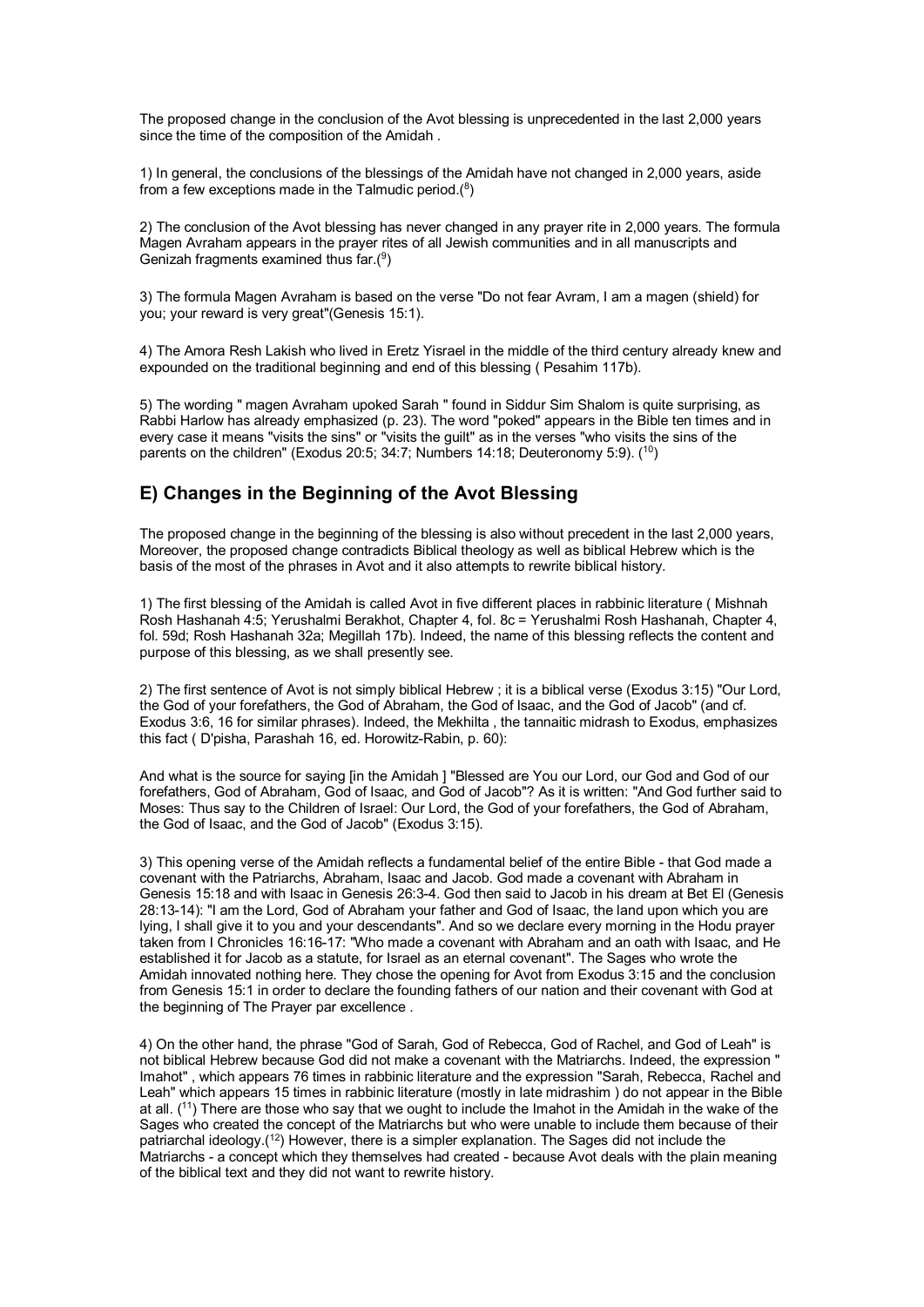The proposed change in the conclusion of the Avot blessing is unprecedented in the last 2,000 years since the time of the composition of the Amidah .

1) In general, the conclusions of the blessings of the Amidah have not changed in 2,000 years, aside from a few exceptions made in the Talmudic period.([8])

2) The conclusion of the Avot blessing has never changed in any prayer rite in 2,000 years. The formula Magen Avraham appears in the prayer rites of all Jewish communities and in all manuscripts and Genizah fragments examined thus far.([9])

3) The formula Magen Avraham is based on the verse "Do not fear Avram, I am a magen (shield) for you; your reward is very great"(Genesis 15:1).

4) The Amora Resh Lakish who lived in Eretz Yisrael in the middle of the third century already knew and expounded on the traditional beginning and end of this blessing ( Pesahim 117b).

5) The wording " magen Avraham upoked Sarah " found in Siddur Sim Shalom is quite surprising, as Rabbi Harlow has already emphasized (p. 23). The word "poked" appears in the Bible ten times and in every case it means "visits the sins" or "visits the guilt" as in the verses "who visits the sins of the parents on the children" (Exodus 20:5; 34:7; Numbers 14:18; Deuteronomy 5:9). ([10])

## E) Changes in the Beginning of the Avot Blessing

The proposed change in the beginning of the blessing is also without precedent in the last 2,000 years, Moreover, the proposed change contradicts Biblical theology as well as biblical Hebrew which is the basis of the most of the phrases in Avot and it also attempts to rewrite biblical history.

1) The first blessing of the Amidah is called Avot in five different places in rabbinic literature ( Mishnah Rosh Hashanah 4:5; Yerushalmi Berakhot, Chapter 4, fol. 8c = Yerushalmi Rosh Hashanah, Chapter 4, fol. 59d; Rosh Hashanah 32a; Megillah 17b). Indeed, the name of this blessing reflects the content and purpose of this blessing, as we shall presently see.

2) The first sentence of Avot is not simply biblical Hebrew ; it is a biblical verse (Exodus 3:15) "Our Lord, the God of your forefathers, the God of Abraham, the God of Isaac, and the God of Jacob" (and cf. Exodus 3:6, 16 for similar phrases). Indeed, the Mekhilta , the tannaitic midrash to Exodus, emphasizes this fact ( D'pisha, Parashah 16, ed. Horowitz-Rabin, p. 60):

And what is the source for saying [in the Amidah ] "Blessed are You our Lord, our God and God of our forefathers, God of Abraham, God of Isaac, and God of Jacob"? As it is written: "And God further said to Moses: Thus say to the Children of Israel: Our Lord, the God of your forefathers, the God of Abraham, the God of Isaac, and the God of Jacob" (Exodus 3:15).

3) This opening verse of the Amidah reflects a fundamental belief of the entire Bible - that God made a covenant with the Patriarchs, Abraham, Isaac and Jacob. God made a covenant with Abraham in Genesis 15:18 and with Isaac in Genesis 26:3-4. God then said to Jacob in his dream at Bet El (Genesis 28:13-14): "I am the Lord, God of Abraham your father and God of Isaac, the land upon which you are lying, I shall give it to you and your descendants". And so we declare every morning in the Hodu prayer taken from I Chronicles 16:16-17: "Who made a covenant with Abraham and an oath with Isaac, and He established it for Jacob as a statute, for Israel as an eternal covenant". The Sages who wrote the Amidah innovated nothing here. They chose the opening for Avot from Exodus 3:15 and the conclusion from Genesis 15:1 in order to declare the founding fathers of our nation and their covenant with God at the beginning of The Prayer par excellence .

4) On the other hand, the phrase "God of Sarah, God of Rebecca, God of Rachel, and God of Leah" is not biblical Hebrew because God did not make a covenant with the Matriarchs. Indeed, the expression " Imahot" , which appears 76 times in rabbinic literature and the expression "Sarah, Rebecca, Rachel and Leah" which appears 15 times in rabbinic literature (mostly in late midrashim ) do not appear in the Bible at all. ([11]) There are those who say that we ought to include the Imahot in the Amidah in the wake of the Sages who created the concept of the Matriarchs but who were unable to include them because of their patriarchal ideology.([12]) However, there is a simpler explanation. The Sages did not include the Matriarchs - a concept which they themselves had created - because Avot deals with the plain meaning of the biblical text and they did not want to rewrite history.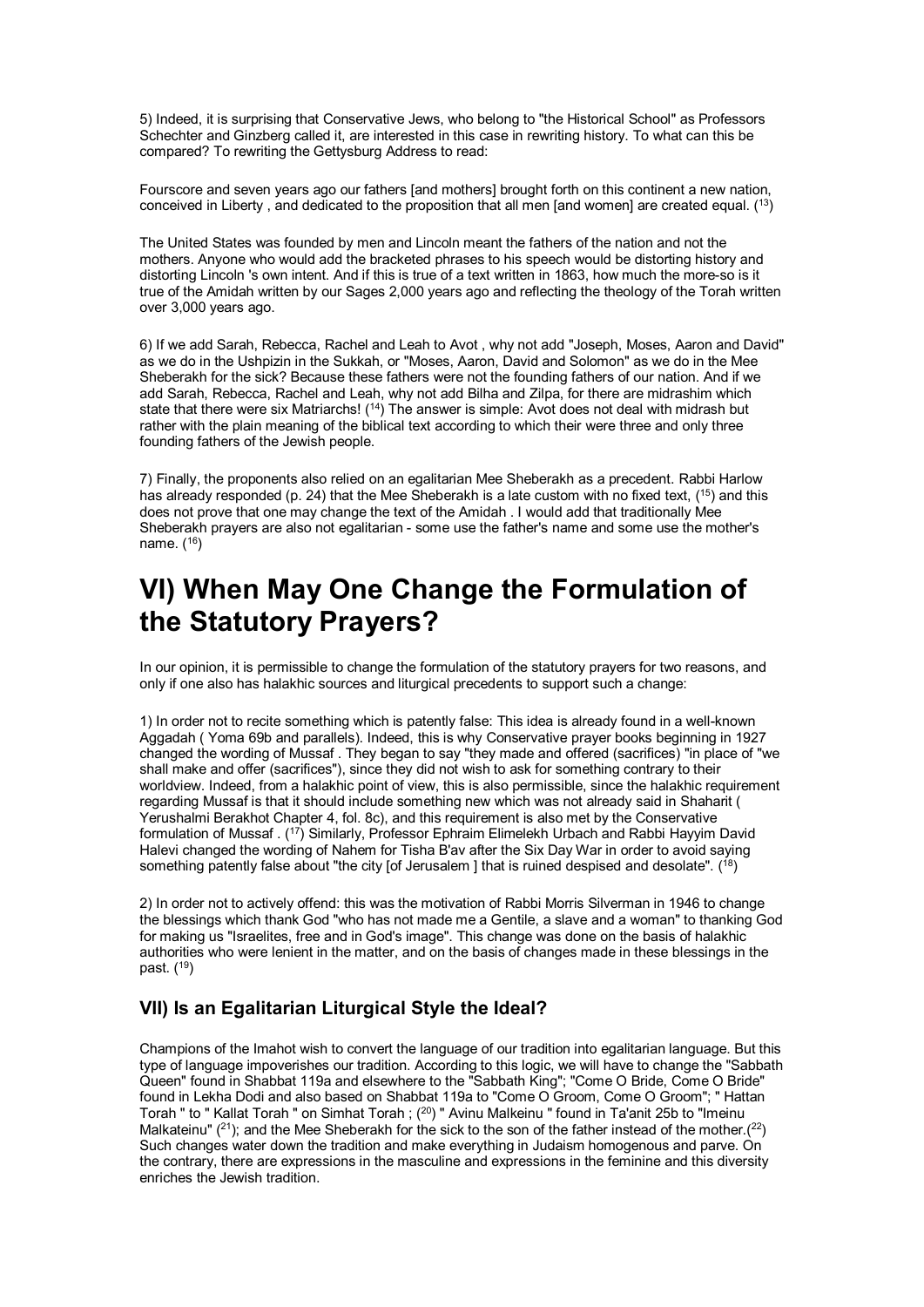5) Indeed, it is surprising that Conservative Jews, who belong to "the Historical School" as Professors Schechter and Ginzberg called it, are interested in this case in rewriting history. To what can this be compared? To rewriting the Gettysburg Address to read:

Fourscore and seven years ago our fathers [and mothers] brought forth on this continent a new nation, conceived in Liberty , and dedicated to the proposition that all men [and women] are created equal. ([13])

The United States was founded by men and Lincoln meant the fathers of the nation and not the mothers. Anyone who would add the bracketed phrases to his speech would be distorting history and distorting Lincoln 's own intent. And if this is true of a text written in 1863, how much the more-so is it true of the Amidah written by our Sages 2,000 years ago and reflecting the theology of the Torah written over 3,000 years ago.

6) If we add Sarah, Rebecca, Rachel and Leah to Avot , why not add "Joseph, Moses, Aaron and David" as we do in the Ushpizin in the Sukkah, or "Moses, Aaron, David and Solomon" as we do in the Mee Sheberakh for the sick? Because these fathers were not the founding fathers of our nation. And if we add Sarah, Rebecca, Rachel and Leah, why not add Bilha and Zilpa, for there are midrashim which state that there were six Matriarchs! ([14]) The answer is simple: Avot does not deal with midrash but rather with the plain meaning of the biblical text according to which their were three and only three founding fathers of the Jewish people.

7) Finally, the proponents also relied on an egalitarian Mee Sheberakh as a precedent. Rabbi Harlow has already responded (p. 24) that the Mee Sheberakh is a late custom with no fixed text, ([15]) and this does not prove that one may change the text of the Amidah . I would add that traditionally Mee Sheberakh prayers are also not egalitarian - some use the father's name and some use the mother's name. ([16])

# VI) When May One Change the Formulation of the Statutory Prayers?

In our opinion, it is permissible to change the formulation of the statutory prayers for two reasons, and only if one also has halakhic sources and liturgical precedents to support such a change:

1) In order not to recite something which is patently false: This idea is already found in a well-known Aggadah ( Yoma 69b and parallels). Indeed, this is why Conservative prayer books beginning in 1927 changed the wording of Mussaf . They began to say "they made and offered (sacrifices) "in place of "we shall make and offer (sacrifices)", since they did not wish to ask for something contrary to their worldview. Indeed, from a halakhic point of view, this is also permissible, since the halakhic requirement regarding Mussaf is that it should include something new which was not already said in Shaharit ( Yerushalmi Berakhot Chapter 4, fol. 8c), and this requirement is also met by the Conservative formulation of Mussaf . ([17]) Similarly, Professor Ephraim Elimelekh Urbach and Rabbi Hayyim David Halevi changed the wording of Nahem for Tisha B'av after the Six Day War in order to avoid saying something patently false about "the city [of Jerusalem ] that is ruined despised and desolate". ([18])

2) In order not to actively offend: this was the motivation of Rabbi Morris Silverman in 1946 to change the blessings which thank God "who has not made me a Gentile, a slave and a woman" to thanking God for making us "Israelites, free and in God's image". This change was done on the basis of halakhic authorities who were lenient in the matter, and on the basis of changes made in these blessings in the past. ([19])

## VII) Is an Egalitarian Liturgical Style the Ideal?

Champions of the Imahot wish to convert the language of our tradition into egalitarian language. But this type of language impoverishes our tradition. According to this logic, we will have to change the "Sabbath Queen" found in Shabbat 119a and elsewhere to the "Sabbath King"; "Come O Bride, Come O Bride" found in Lekha Dodi and also based on Shabbat 119a to "Come O Groom, Come O Groom"; " Hattan Torah " to " Kallat Torah " on Simhat Torah ; ([20]) " Avinu Malkeinu " found in Ta'anit 25b to "Imeinu Malkateinu" ([21]); and the Mee Sheberakh for the sick to the son of the father instead of the mother.([22]) Such changes water down the tradition and make everything in Judaism homogenous and parve. On the contrary, there are expressions in the masculine and expressions in the feminine and this diversity enriches the Jewish tradition.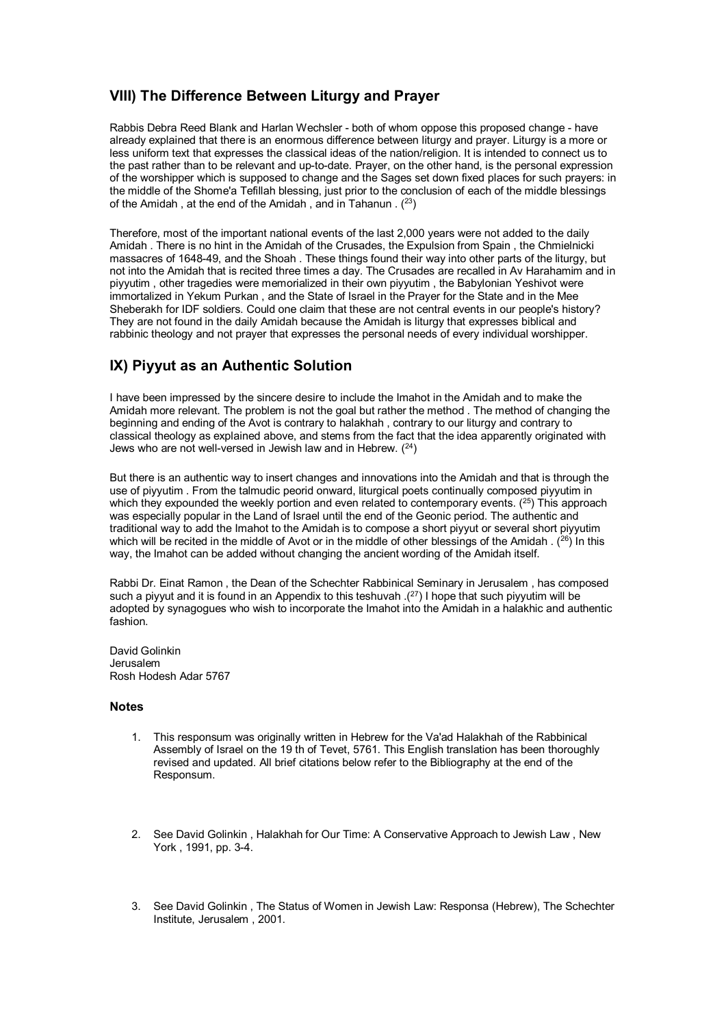## VIII) The Difference Between Liturgy and Prayer

Rabbis Debra Reed Blank and Harlan Wechsler - both of whom oppose this proposed change - have already explained that there is an enormous difference between liturgy and prayer. Liturgy is a more or less uniform text that expresses the classical ideas of the nation/religion. It is intended to connect us to the past rather than to be relevant and up-to-date. Prayer, on the other hand, is the personal expression of the worshipper which is supposed to change and the Sages set down fixed places for such prayers: in the middle of the Shome'a Tefillah blessing, just prior to the conclusion of each of the middle blessings of the Amidah , at the end of the Amidah , and in Tahanun . ([23])

Therefore, most of the important national events of the last 2,000 years were not added to the daily Amidah . There is no hint in the Amidah of the Crusades, the Expulsion from Spain , the Chmielnicki massacres of 1648-49, and the Shoah . These things found their way into other parts of the liturgy, but not into the Amidah that is recited three times a day. The Crusades are recalled in Av Harahamim and in piyyutim , other tragedies were memorialized in their own piyyutim , the Babylonian Yeshivot were immortalized in Yekum Purkan , and the State of Israel in the Prayer for the State and in the Mee Sheberakh for IDF soldiers. Could one claim that these are not central events in our people's history? They are not found in the daily Amidah because the Amidah is liturgy that expresses biblical and rabbinic theology and not prayer that expresses the personal needs of every individual worshipper.

## IX) Piyyut as an Authentic Solution

I have been impressed by the sincere desire to include the Imahot in the Amidah and to make the Amidah more relevant. The problem is not the goal but rather the method . The method of changing the beginning and ending of the Avot is contrary to halakhah , contrary to our liturgy and contrary to classical theology as explained above, and stems from the fact that the idea apparently originated with Jews who are not well-versed in Jewish law and in Hebrew. ([24])

But there is an authentic way to insert changes and innovations into the Amidah and that is through the use of piyyutim . From the talmudic peorid onward, liturgical poets continually composed piyyutim in which they expounded the weekly portion and even related to contemporary events. ([25]) This approach was especially popular in the Land of Israel until the end of the Geonic period. The authentic and traditional way to add the Imahot to the Amidah is to compose a short piyyut or several short piyyutim which will be recited in the middle of Avot or in the middle of other blessings of the Amidah . ([26]) In this way, the Imahot can be added without changing the ancient wording of the Amidah itself.

Rabbi Dr. Einat Ramon , the Dean of the Schechter Rabbinical Seminary in Jerusalem , has composed such a piyyut and it is found in an Appendix to this teshuvah .([27]) I hope that such piyyutim will be adopted by synagogues who wish to incorporate the Imahot into the Amidah in a halakhic and authentic fashion.

David Golinkin
Jerusalem
Rosh Hodesh Adar 5767

### Notes

1. This responsum was originally written in Hebrew for the Va'ad Halakhah of the Rabbinical Assembly of Israel on the 19 th of Tevet, 5761. This English translation has been thoroughly revised and updated. All brief citations below refer to the Bibliography at the end of the Responsum.

2. See David Golinkin , Halakhah for Our Time: A Conservative Approach to Jewish Law , New York , 1991, pp. 3-4.

3. See David Golinkin , The Status of Women in Jewish Law: Responsa (Hebrew), The Schechter Institute, Jerusalem , 2001.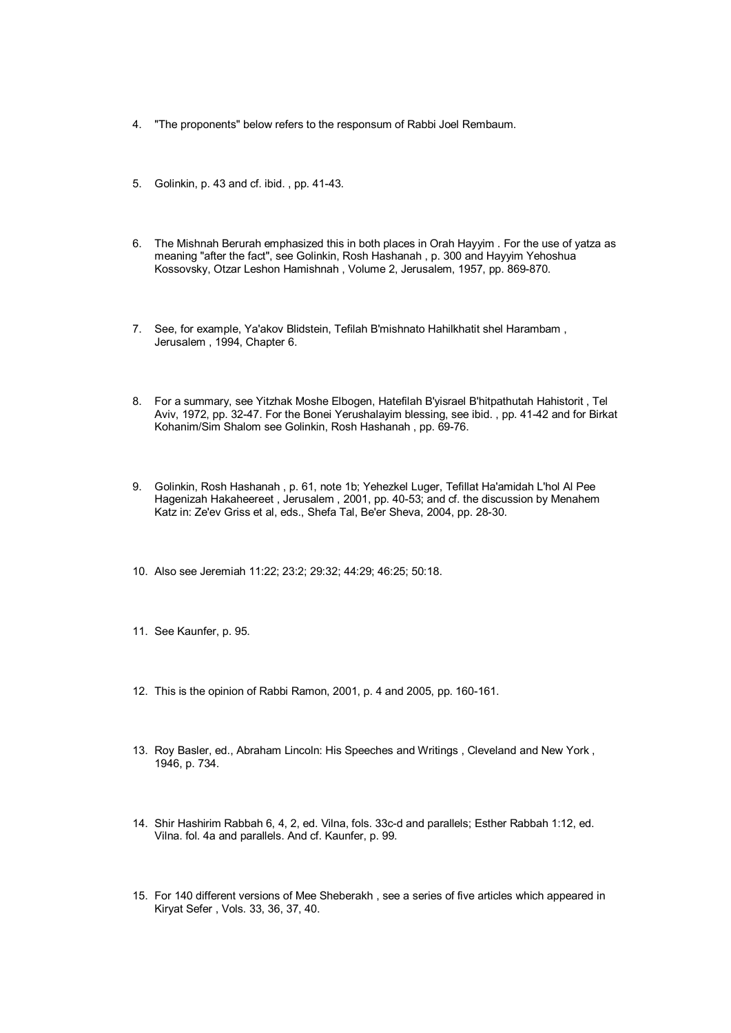4. "The proponents" below refers to the responsum of Rabbi Joel Rembaum.

5. Golinkin, p. 43 and cf. ibid. , pp. 41-43.

6. The Mishnah Berurah emphasized this in both places in Orah Hayyim . For the use of yatza as meaning "after the fact", see Golinkin, Rosh Hashanah , p. 300 and Hayyim Yehoshua Kossovsky, Otzar Leshon Hamishnah , Volume 2, Jerusalem, 1957, pp. 869-870.

7. See, for example, Ya'akov Blidstein, Tefilah B'mishnato Hahilkhatit shel Harambam , Jerusalem , 1994, Chapter 6.

8. For a summary, see Yitzhak Moshe Elbogen, Hatefilah B'yisrael B'hitpathutah Hahistorit , Tel Aviv, 1972, pp. 32-47. For the Bonei Yerushalayim blessing, see ibid. , pp. 41-42 and for Birkat Kohanim/Sim Shalom see Golinkin, Rosh Hashanah , pp. 69-76.

9. Golinkin, Rosh Hashanah , p. 61, note 1b; Yehezkel Luger, Tefillat Ha'amidah L'hol Al Pee Hagenizah Hakaheereet , Jerusalem , 2001, pp. 40-53; and cf. the discussion by Menahem Katz in: Ze'ev Griss et al, eds., Shefa Tal, Be'er Sheva, 2004, pp. 28-30.

10. Also see Jeremiah 11:22; 23:2; 29:32; 44:29; 46:25; 50:18.

11. See Kaunfer, p. 95.

12. This is the opinion of Rabbi Ramon, 2001, p. 4 and 2005, pp. 160-161.

13. Roy Basler, ed., Abraham Lincoln: His Speeches and Writings , Cleveland and New York , 1946, p. 734.

14. Shir Hashirim Rabbah 6, 4, 2, ed. Vilna, fols. 33c-d and parallels; Esther Rabbah 1:12, ed. Vilna. fol. 4a and parallels. And cf. Kaunfer, p. 99.

15. For 140 different versions of Mee Sheberakh , see a series of five articles which appeared in Kiryat Sefer , Vols. 33, 36, 37, 40.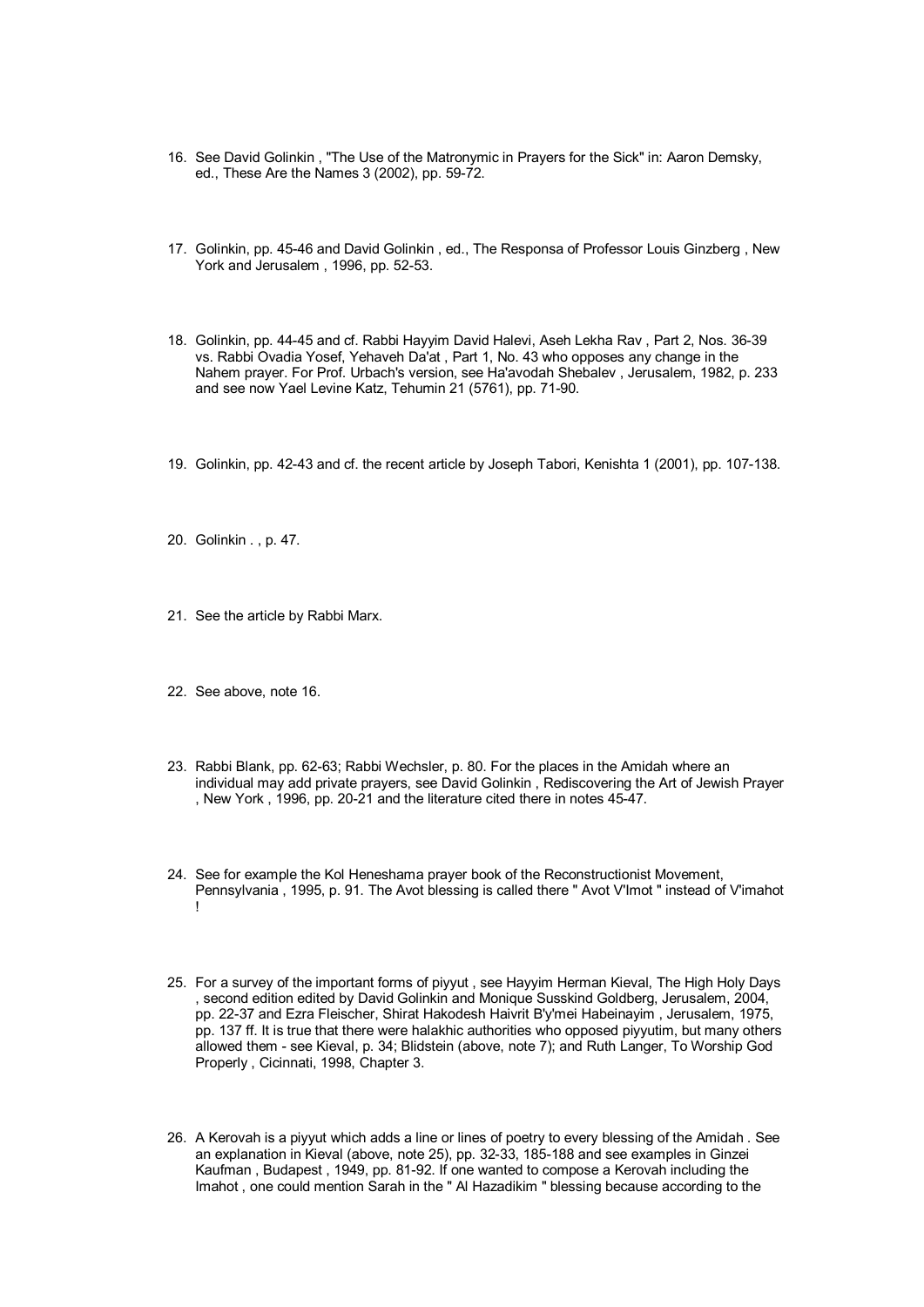16. See David Golinkin , "The Use of the Matronymic in Prayers for the Sick" in: Aaron Demsky, ed., These Are the Names 3 (2002), pp. 59-72.

17. Golinkin, pp. 45-46 and David Golinkin , ed., The Responsa of Professor Louis Ginzberg , New York and Jerusalem , 1996, pp. 52-53.

18. Golinkin, pp. 44-45 and cf. Rabbi Hayyim David Halevi, Aseh Lekha Rav , Part 2, Nos. 36-39 vs. Rabbi Ovadia Yosef, Yehaveh Da'at , Part 1, No. 43 who opposes any change in the Nahem prayer. For Prof. Urbach's version, see Ha'avodah Shebalev , Jerusalem, 1982, p. 233 and see now Yael Levine Katz, Tehumin 21 (5761), pp. 71-90.

19. Golinkin, pp. 42-43 and cf. the recent article by Joseph Tabori, Kenishta 1 (2001), pp. 107-138.

20. Golinkin . , p. 47.

21. See the article by Rabbi Marx.

22. See above, note 16.

23. Rabbi Blank, pp. 62-63; Rabbi Wechsler, p. 80. For the places in the Amidah where an individual may add private prayers, see David Golinkin , Rediscovering the Art of Jewish Prayer , New York , 1996, pp. 20-21 and the literature cited there in notes 45-47.

24. See for example the Kol Heneshama prayer book of the Reconstructionist Movement, Pennsylvania , 1995, p. 91. The Avot blessing is called there " Avot V'Imot " instead of V'imahot !

25. For a survey of the important forms of piyyut , see Hayyim Herman Kieval, The High Holy Days , second edition edited by David Golinkin and Monique Susskind Goldberg, Jerusalem, 2004, pp. 22-37 and Ezra Fleischer, Shirat Hakodesh Haivrit B'y'mei Habeinayim , Jerusalem, 1975, pp. 137 ff. It is true that there were halakhic authorities who opposed piyyutim, but many others allowed them - see Kieval, p. 34; Blidstein (above, note 7); and Ruth Langer, To Worship God Properly , Cicinnati, 1998, Chapter 3.

26. A Kerovah is a piyyut which adds a line or lines of poetry to every blessing of the Amidah . See an explanation in Kieval (above, note 25), pp. 32-33, 185-188 and see examples in Ginzei Kaufman , Budapest , 1949, pp. 81-92. If one wanted to compose a Kerovah including the Imahot , one could mention Sarah in the " Al Hazadikim " blessing because according to the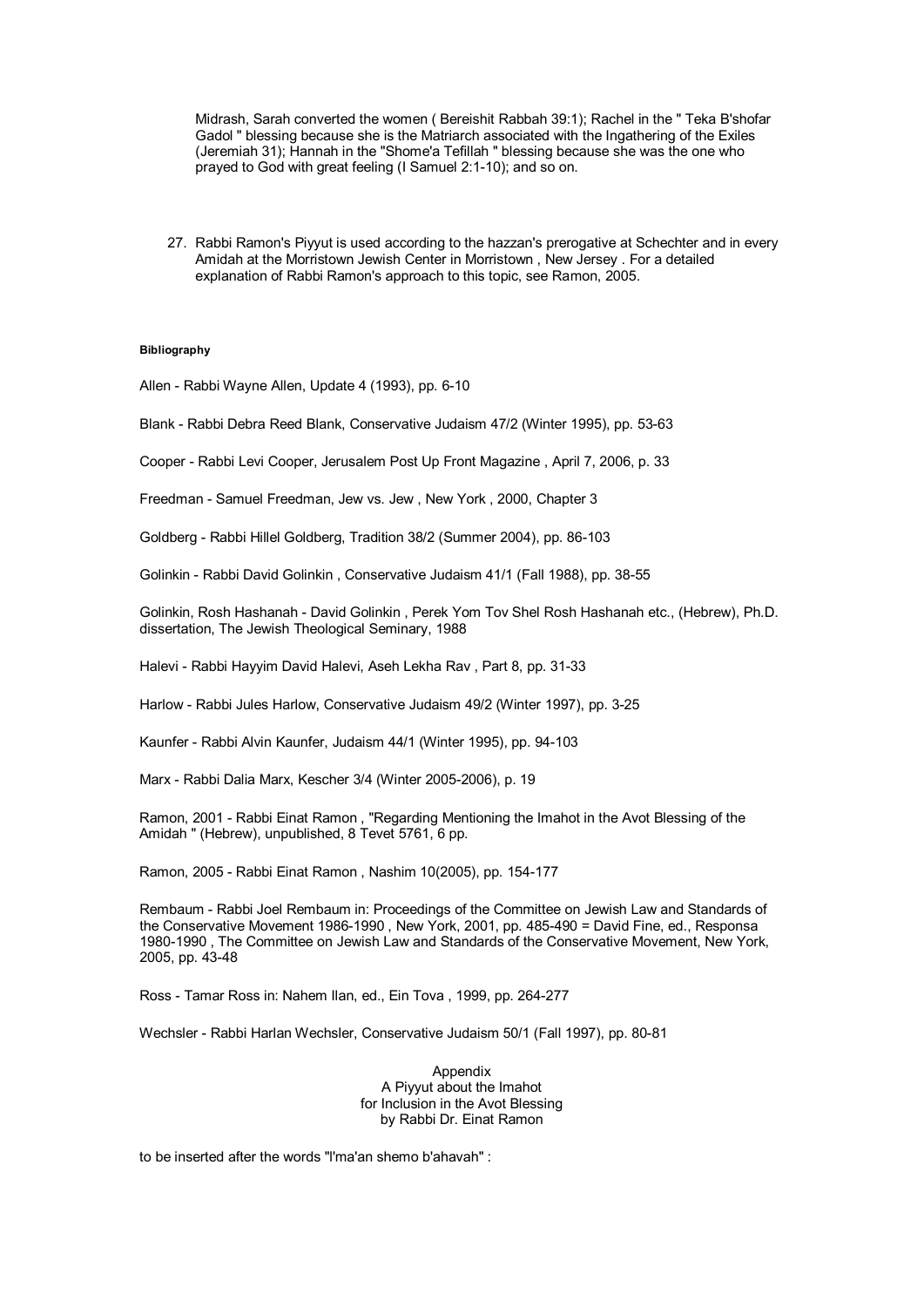Midrash, Sarah converted the women ( Bereishit Rabbah 39:1); Rachel in the " Teka B'shofar Gadol " blessing because she is the Matriarch associated with the Ingathering of the Exiles (Jeremiah 31); Hannah in the "Shome'a Tefillah " blessing because she was the one who prayed to God with great feeling (I Samuel 2:1-10); and so on.

27. Rabbi Ramon's Piyyut is used according to the hazzan's prerogative at Schechter and in every Amidah at the Morristown Jewish Center in Morristown , New Jersey . For a detailed explanation of Rabbi Ramon's approach to this topic, see Ramon, 2005.

#### Bibliography

Allen - Rabbi Wayne Allen, Update 4 (1993), pp. 6-10

Blank - Rabbi Debra Reed Blank, Conservative Judaism 47/2 (Winter 1995), pp. 53-63

Cooper - Rabbi Levi Cooper, Jerusalem Post Up Front Magazine , April 7, 2006, p. 33

Freedman - Samuel Freedman, Jew vs. Jew , New York , 2000, Chapter 3

Goldberg - Rabbi Hillel Goldberg, Tradition 38/2 (Summer 2004), pp. 86-103

Golinkin - Rabbi David Golinkin , Conservative Judaism 41/1 (Fall 1988), pp. 38-55

Golinkin, Rosh Hashanah - David Golinkin , Perek Yom Tov Shel Rosh Hashanah etc., (Hebrew), Ph.D. dissertation, The Jewish Theological Seminary, 1988

Halevi - Rabbi Hayyim David Halevi, Aseh Lekha Rav , Part 8, pp. 31-33

Harlow - Rabbi Jules Harlow, Conservative Judaism 49/2 (Winter 1997), pp. 3-25

Kaunfer - Rabbi Alvin Kaunfer, Judaism 44/1 (Winter 1995), pp. 94-103

Marx - Rabbi Dalia Marx, Kescher 3/4 (Winter 2005-2006), p. 19

Ramon, 2001 - Rabbi Einat Ramon , "Regarding Mentioning the Imahot in the Avot Blessing of the Amidah " (Hebrew), unpublished, 8 Tevet 5761, 6 pp.

Ramon, 2005 - Rabbi Einat Ramon , Nashim 10(2005), pp. 154-177

Rembaum - Rabbi Joel Rembaum in: Proceedings of the Committee on Jewish Law and Standards of the Conservative Movement 1986-1990 , New York, 2001, pp. 485-490 = David Fine, ed., Responsa 1980-1990 , The Committee on Jewish Law and Standards of the Conservative Movement, New York, 2005, pp. 43-48

Ross - Tamar Ross in: Nahem Ilan, ed., Ein Tova , 1999, pp. 264-277

Wechsler - Rabbi Harlan Wechsler, Conservative Judaism 50/1 (Fall 1997), pp. 80-81

Appendix
A Piyyut about the Imahot
for Inclusion in the Avot Blessing
by Rabbi Dr. Einat Ramon

to be inserted after the words "l'ma'an shemo b'ahavah" :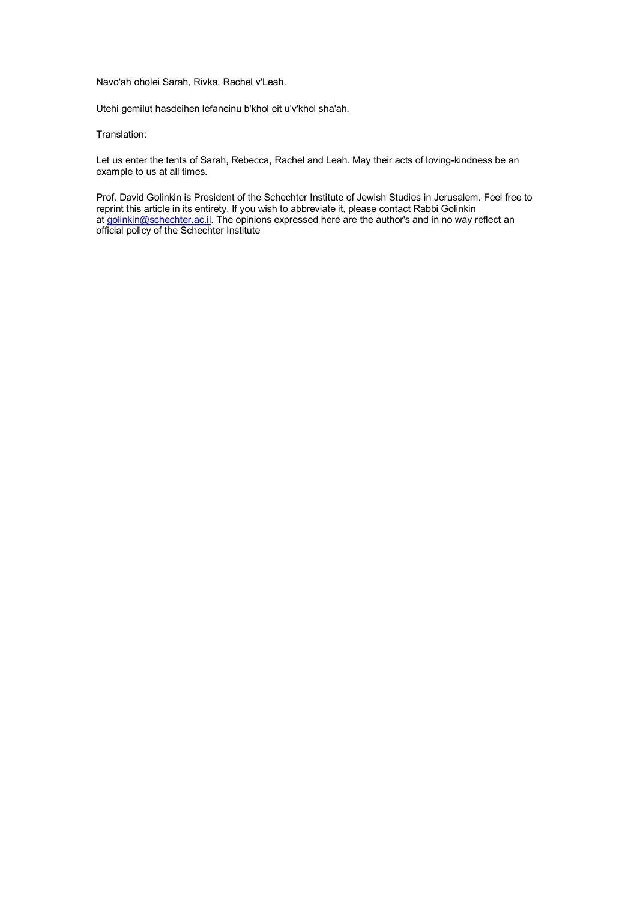Navo'ah oholei Sarah, Rivka, Rachel v'Leah.

Utehi gemilut hasdeihen lefaneinu b'khol eit u'v'khol sha'ah.

Translation:

Let us enter the tents of Sarah, Rebecca, Rachel and Leah. May their acts of loving-kindness be an example to us at all times.

Prof. David Golinkin is President of the Schechter Institute of Jewish Studies in Jerusalem. Feel free to reprint this article in its entirety. If you wish to abbreviate it, please contact Rabbi Golinkin at golinkin@schechter.ac.il. The opinions expressed here are the author's and in no way reflect an official policy of the Schechter Institute